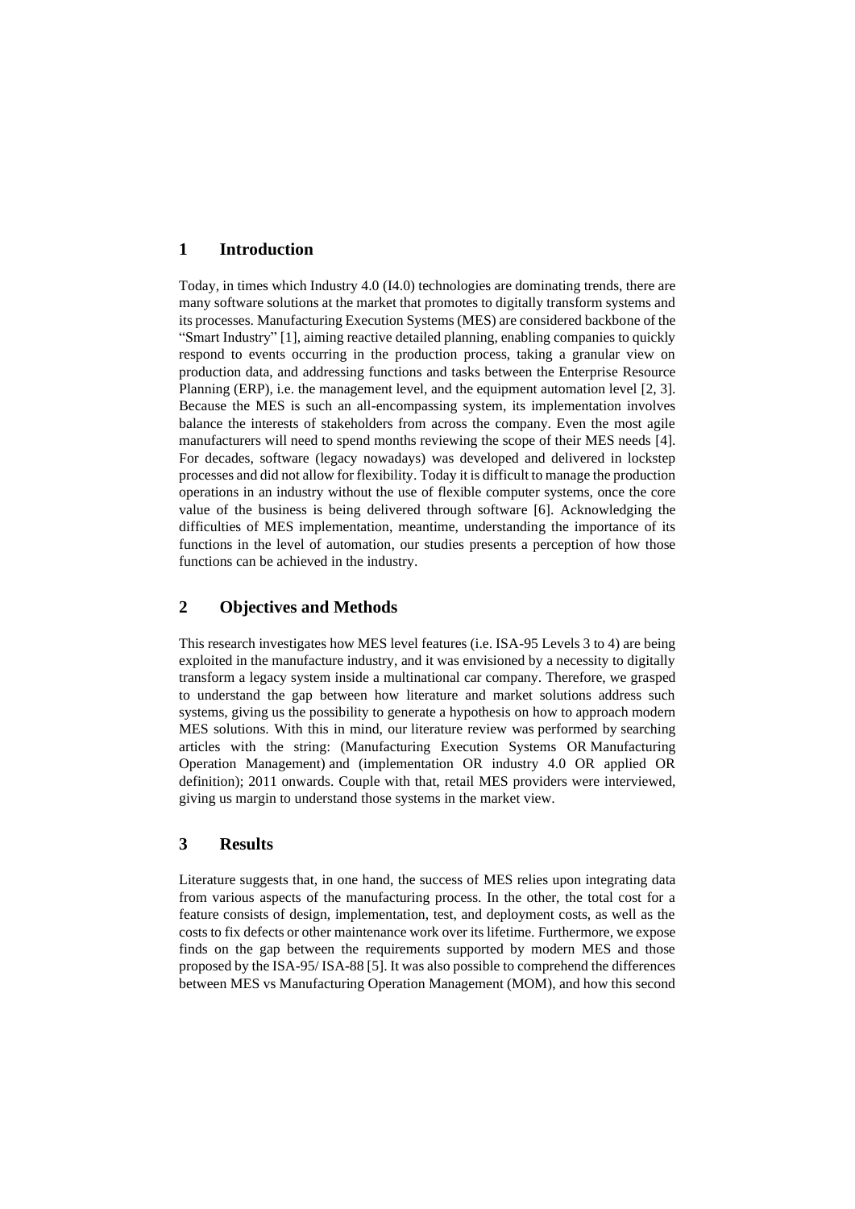## 1 Introduction

Today, in times which Industry 4.0 (I4.0) technologies are dominating trends, there are many software solutions at the market that promotes to digitally transform systems and its processes. Manufacturing Execution Systems (MES) are considered backbone of the "Smart Industry" [1], aiming reactive detailed planning, enabling companies to quickly respond to events occurring in the production process, taking a granular view on production data, and addressing functions and tasks between the Enterprise Resource Planning (ERP), i.e. the management level, and the equipment automation level [2, 3]. Because the MES is such an all-encompassing system, its implementation involves balance the interests of stakeholders from across the company. Even the most agile manufacturers will need to spend months reviewing the scope of their MES needs [4]. For decades, software (legacy nowadays) was developed and delivered in lockstep processes and did not allow for flexibility. Today it is difficult to manage the production operations in an industry without the use of flexible computer systems, once the core value of the business is being delivered through software [6]. Acknowledging the difficulties of MES implementation, meantime, understanding the importance of its functions in the level of automation, our studies presents a perception of how those functions can be achieved in the industry.

## 2 Objectives and Methods

This research investigates how MES level features (i.e. ISA-95 Levels 3 to 4) are being exploited in the manufacture industry, and it was envisioned by a necessity to digitally transform a legacy system inside a multinational car company. Therefore, we grasped to understand the gap between how literature and market solutions address such systems, giving us the possibility to generate a hypothesis on how to approach modern MES solutions. With this in mind, our literature review was performed by searching articles with the string: (Manufacturing Execution Systems OR Manufacturing Operation Management) and (implementation OR industry 4.0 OR applied OR definition); 2011 onwards. Couple with that, retail MES providers were interviewed, giving us margin to understand those systems in the market view.

## 3 Results

Literature suggests that, in one hand, the success of MES relies upon integrating data from various aspects of the manufacturing process. In the other, the total cost for a feature consists of design, implementation, test, and deployment costs, as well as the costs to fix defects or other maintenance work over its lifetime. Furthermore, we expose finds on the gap between the requirements supported by modern MES and those proposed by the ISA-95/ ISA-88 [5]. It was also possible to comprehend the differences between MES vs Manufacturing Operation Management (MOM), and how this second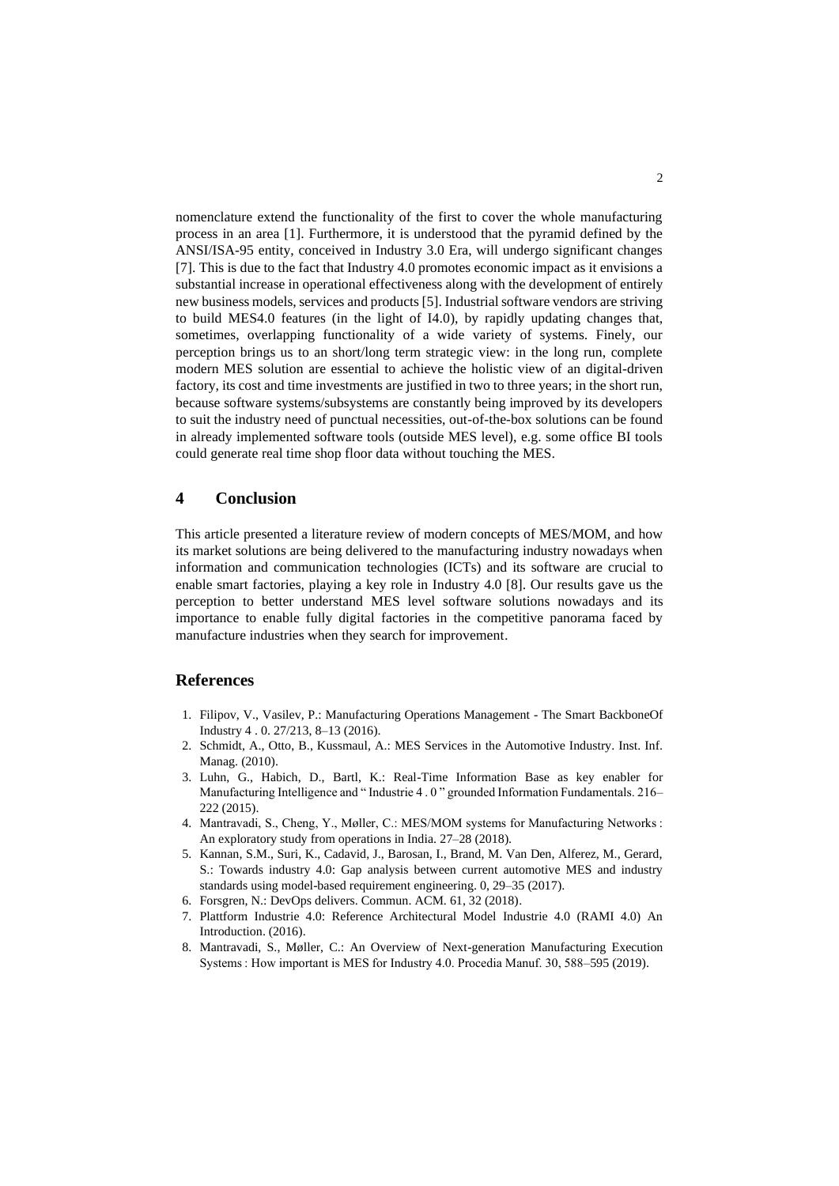nomenclature extend the functionality of the first to cover the whole manufacturing process in an area [1]. Furthermore, it is understood that the pyramid defined by the ANSI/ISA-95 entity, conceived in Industry 3.0 Era, will undergo significant changes [7]. This is due to the fact that Industry 4.0 promotes economic impact as it envisions a substantial increase in operational effectiveness along with the development of entirely new business models, services and products [5]. Industrial software vendors are striving to build MES4.0 features (in the light of I4.0), by rapidly updating changes that, sometimes, overlapping functionality of a wide variety of systems. Finely, our perception brings us to an short/long term strategic view: in the long run, complete modern MES solution are essential to achieve the holistic view of an digital-driven factory, its cost and time investments are justified in two to three years; in the short run, because software systems/subsystems are constantly being improved by its developers to suit the industry need of punctual necessities, out-of-the-box solutions can be found in already implemented software tools (outside MES level), e.g. some office BI tools could generate real time shop floor data without touching the MES.

## 4 Conclusion

This article presented a literature review of modern concepts of MES/MOM, and how its market solutions are being delivered to the manufacturing industry nowadays when information and communication technologies (ICTs) and its software are crucial to enable smart factories, playing a key role in Industry 4.0 [8]. Our results gave us the perception to better understand MES level software solutions nowadays and its importance to enable fully digital factories in the competitive panorama faced by manufacture industries when they search for improvement.

## References

1. Filipov, V., Vasilev, P.: Manufacturing Operations Management - The Smart BackboneOf Industry 4 . 0. 27/213, 8–13 (2016).
2. Schmidt, A., Otto, B., Kussmaul, A.: MES Services in the Automotive Industry. Inst. Inf. Manag. (2010).
3. Luhn, G., Habich, D., Bartl, K.: Real-Time Information Base as key enabler for Manufacturing Intelligence and " Industrie 4 . 0 " grounded Information Fundamentals. 216–222 (2015).
4. Mantravadi, S., Cheng, Y., Møller, C.: MES/MOM systems for Manufacturing Networks : An exploratory study from operations in India. 27–28 (2018).
5. Kannan, S.M., Suri, K., Cadavid, J., Barosan, I., Brand, M. Van Den, Alferez, M., Gerard, S.: Towards industry 4.0: Gap analysis between current automotive MES and industry standards using model-based requirement engineering. 0, 29–35 (2017).
6. Forsgren, N.: DevOps delivers. Commun. ACM. 61, 32 (2018).
7. Plattform Industrie 4.0: Reference Architectural Model Industrie 4.0 (RAMI 4.0) An Introduction. (2016).
8. Mantravadi, S., Møller, C.: An Overview of Next-generation Manufacturing Execution Systems : How important is MES for Industry 4.0. Procedia Manuf. 30, 588–595 (2019).